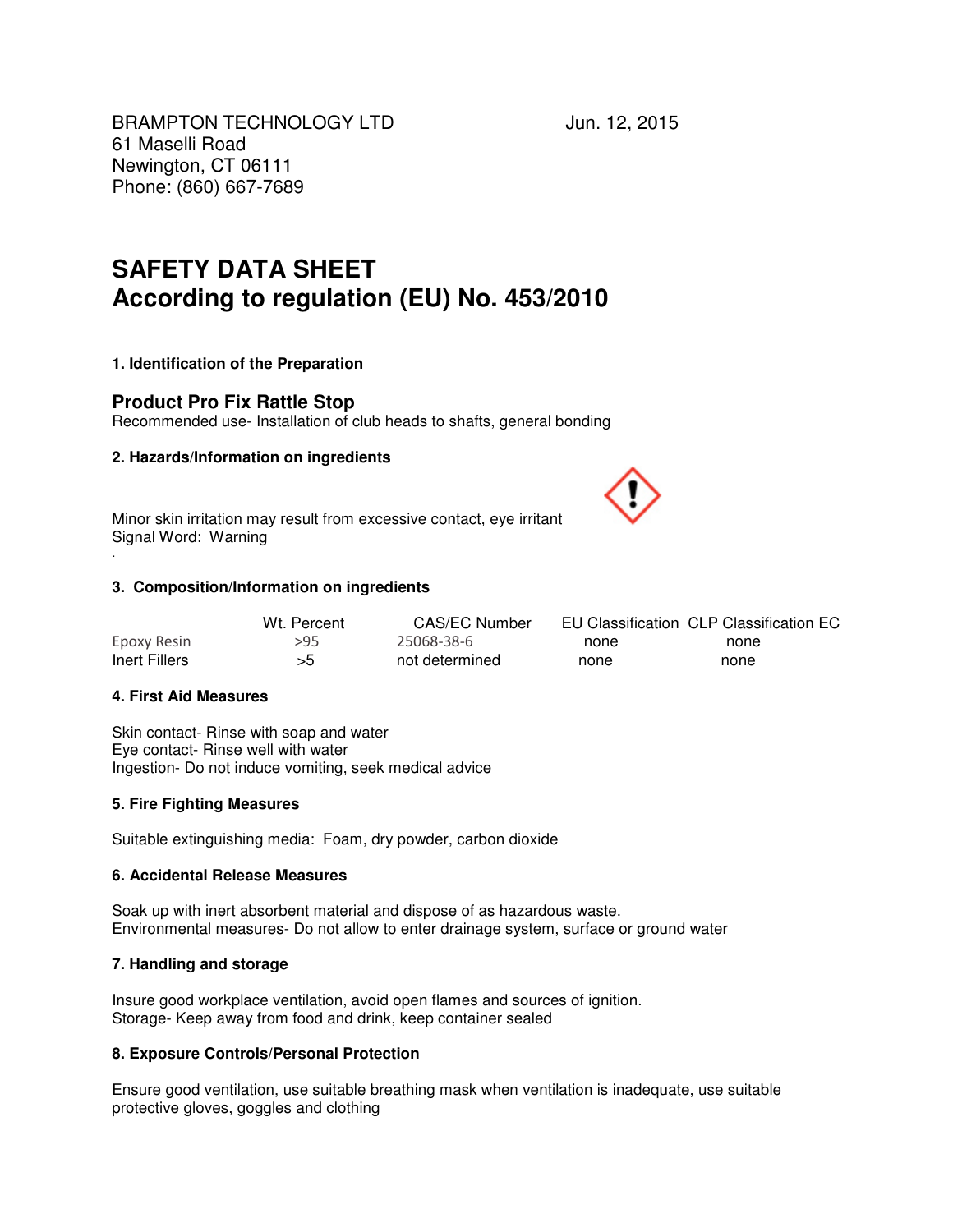BRAMPTON TECHNOLOGY LTD
61 Maselli Road
Newington, CT 06111
Phone: (860) 667-7689

Jun. 12, 2015

# SAFETY DATA SHEET
# According to regulation (EU) No. 453/2010

### 1. Identification of the Preparation

## Product Pro Fix Rattle Stop

Recommended use- Installation of club heads to shafts, general bonding

### 2. Hazards/Information on ingredients

Minor skin irritation may result from excessive contact, eye irritant
Signal Word: Warning

.

### 3. Composition/Information on ingredients

| | Wt. Percent | CAS/EC Number | EU Classification | CLP Classification EC |
|---|---|---|---|---|
| Epoxy Resin | >95 | 25068-38-6 | none | none |
| Inert Fillers | >5 | not determined | none | none |

### 4. First Aid Measures

Skin contact- Rinse with soap and water
Eye contact- Rinse well with water
Ingestion- Do not induce vomiting, seek medical advice

### 5. Fire Fighting Measures

Suitable extinguishing media: Foam, dry powder, carbon dioxide

### 6. Accidental Release Measures

Soak up with inert absorbent material and dispose of as hazardous waste.
Environmental measures- Do not allow to enter drainage system, surface or ground water

### 7. Handling and storage

Insure good workplace ventilation, avoid open flames and sources of ignition.
Storage- Keep away from food and drink, keep container sealed

### 8. Exposure Controls/Personal Protection

Ensure good ventilation, use suitable breathing mask when ventilation is inadequate, use suitable protective gloves, goggles and clothing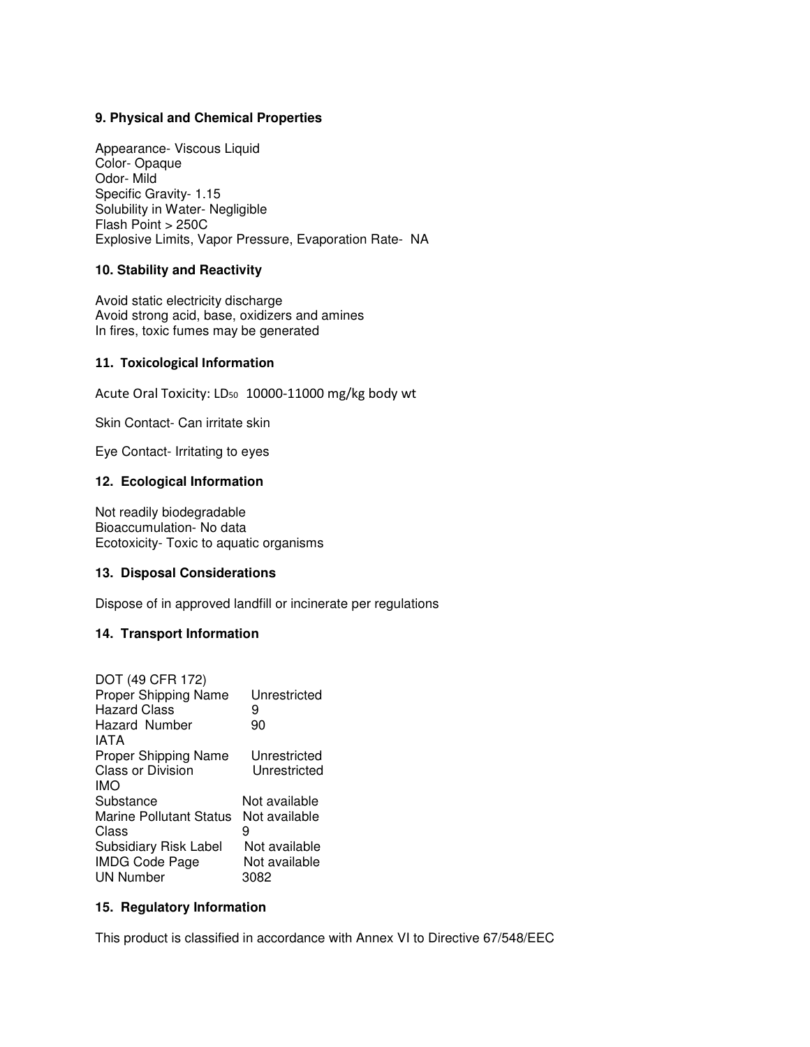## 9. Physical and Chemical Properties

Appearance- Viscous Liquid
Color- Opaque
Odor- Mild
Specific Gravity- 1.15
Solubility in Water- Negligible
Flash Point > 250C
Explosive Limits, Vapor Pressure, Evaporation Rate- NA

## 10. Stability and Reactivity

Avoid static electricity discharge
Avoid strong acid, base, oxidizers and amines
In fires, toxic fumes may be generated

## 11. Toxicological Information

Acute Oral Toxicity: $LD_{50}$ 10000-11000 mg/kg body wt

Skin Contact- Can irritate skin

Eye Contact- Irritating to eyes

## 12. Ecological Information

Not readily biodegradable
Bioaccumulation- No data
Ecotoxicity- Toxic to aquatic organisms

## 13. Disposal Considerations

Dispose of in approved landfill or incinerate per regulations

## 14. Transport Information

| DOT (49 CFR 172) | |
|---|---|
| Proper Shipping Name | Unrestricted |
| Hazard Class | 9 |
| Hazard Number | 90 |
| **IATA** | |
| Proper Shipping Name | Unrestricted |
| Class or Division | Unrestricted |
| **IMO** | |
| Substance | Not available |
| Marine Pollutant Status | Not available |
| Class | 9 |
| Subsidiary Risk Label | Not available |
| IMDG Code Page | Not available |
| UN Number | 3082 |

## 15. Regulatory Information

This product is classified in accordance with Annex VI to Directive 67/548/EEC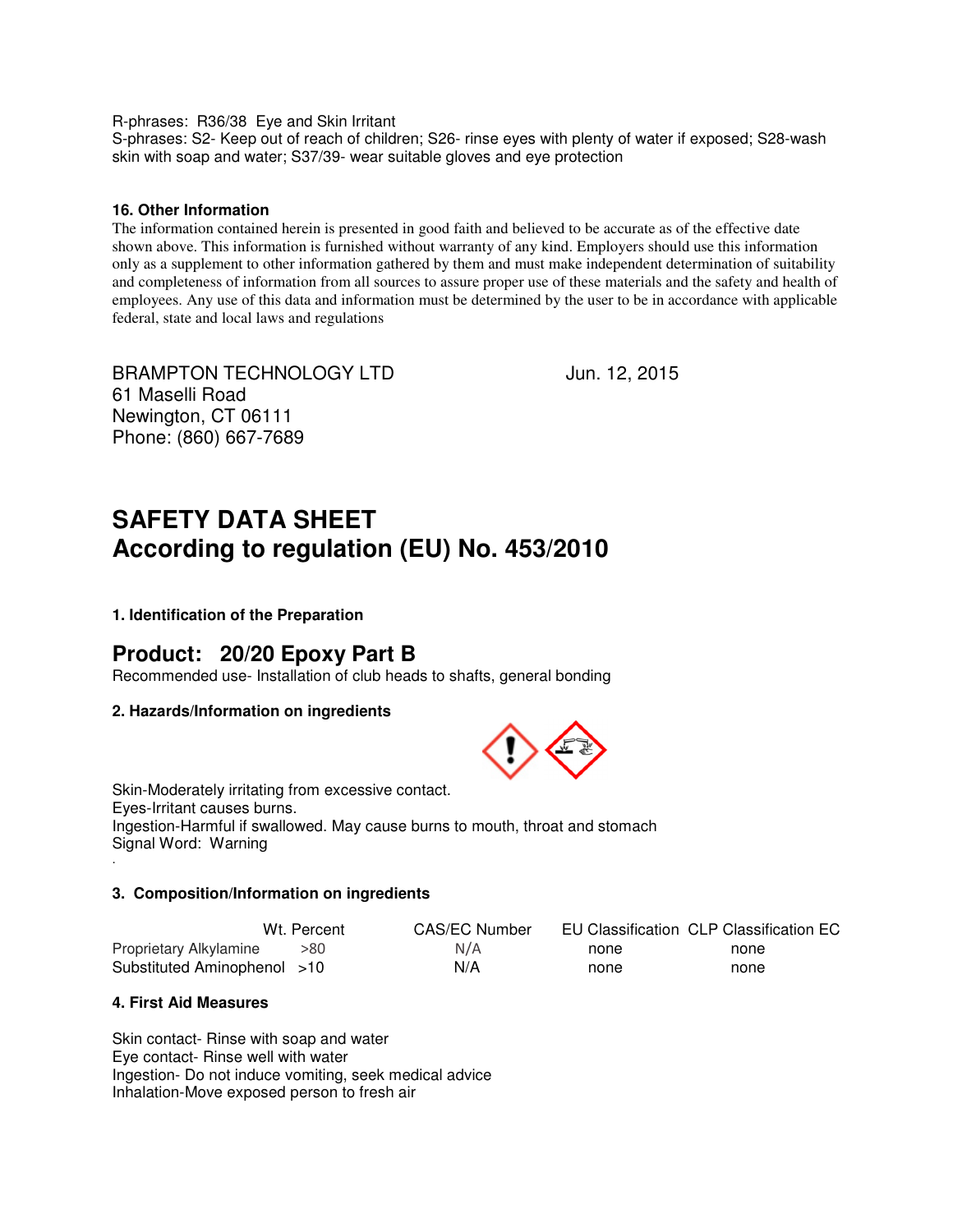R-phrases: R36/38 Eye and Skin Irritant
S-phrases: S2- Keep out of reach of children; S26- rinse eyes with plenty of water if exposed; S28-wash skin with soap and water; S37/39- wear suitable gloves and eye protection

**16. Other Information**

The information contained herein is presented in good faith and believed to be accurate as of the effective date shown above. This information is furnished without warranty of any kind. Employers should use this information only as a supplement to other information gathered by them and must make independent determination of suitability and completeness of information from all sources to assure proper use of these materials and the safety and health of employees. Any use of this data and information must be determined by the user to be in accordance with applicable federal, state and local laws and regulations

BRAMPTON TECHNOLOGY LTD
61 Maselli Road
Newington, CT 06111
Phone: (860) 667-7689

Jun. 12, 2015

# SAFETY DATA SHEET
# According to regulation (EU) No. 453/2010

**1. Identification of the Preparation**

## Product: 20/20 Epoxy Part B

Recommended use- Installation of club heads to shafts, general bonding

**2. Hazards/Information on ingredients**

Skin-Moderately irritating from excessive contact.
Eyes-Irritant causes burns.
Ingestion-Harmful if swallowed. May cause burns to mouth, throat and stomach
Signal Word: Warning

**3. Composition/Information on ingredients**

| | Wt. Percent | CAS/EC Number | EU Classification | CLP Classification EC |
|---|---|---|---|---|
| Proprietary Alkylamine | >80 | N/A | none | none |
| Substituted Aminophenol | >10 | N/A | none | none |

**4. First Aid Measures**

Skin contact- Rinse with soap and water
Eye contact- Rinse well with water
Ingestion- Do not induce vomiting, seek medical advice
Inhalation-Move exposed person to fresh air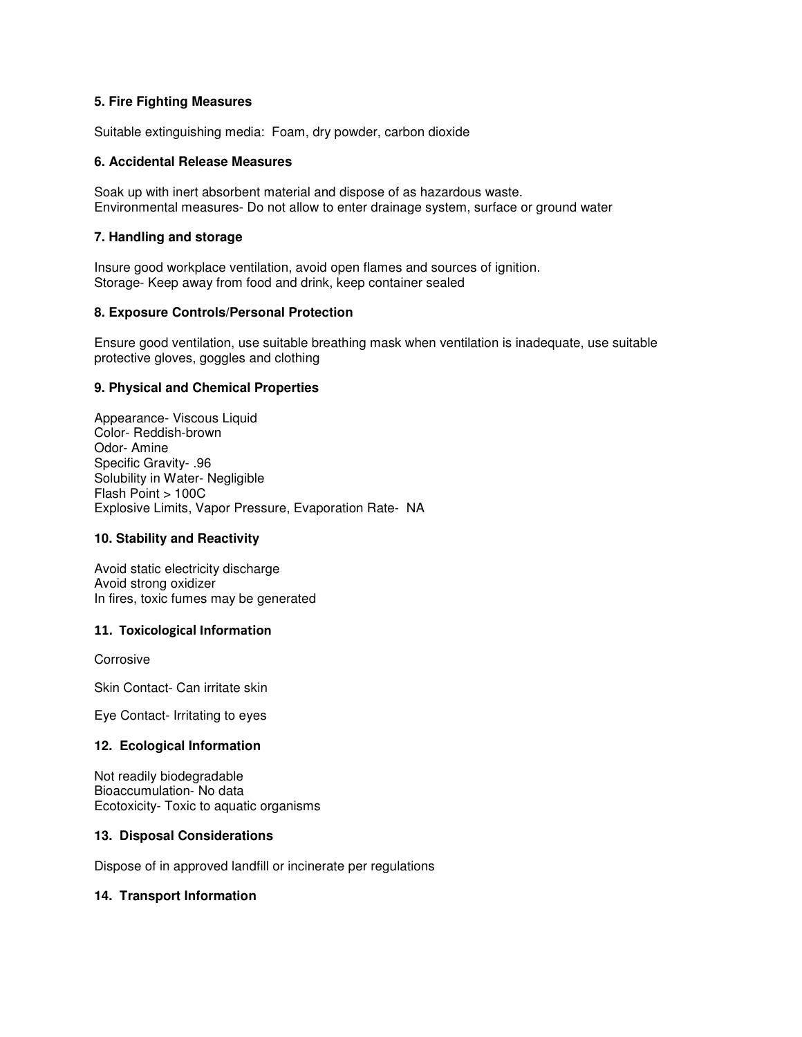**5. Fire Fighting Measures**

Suitable extinguishing media: Foam, dry powder, carbon dioxide

**6. Accidental Release Measures**

Soak up with inert absorbent material and dispose of as hazardous waste.
Environmental measures- Do not allow to enter drainage system, surface or ground water

**7. Handling and storage**

Insure good workplace ventilation, avoid open flames and sources of ignition.
Storage- Keep away from food and drink, keep container sealed

**8. Exposure Controls/Personal Protection**

Ensure good ventilation, use suitable breathing mask when ventilation is inadequate, use suitable protective gloves, goggles and clothing

**9. Physical and Chemical Properties**

Appearance- Viscous Liquid
Color- Reddish-brown
Odor- Amine
Specific Gravity- .96
Solubility in Water- Negligible
Flash Point > 100C
Explosive Limits, Vapor Pressure, Evaporation Rate- NA

**10. Stability and Reactivity**

Avoid static electricity discharge
Avoid strong oxidizer
In fires, toxic fumes may be generated

**11. Toxicological Information**

Corrosive

Skin Contact- Can irritate skin

Eye Contact- Irritating to eyes

**12. Ecological Information**

Not readily biodegradable
Bioaccumulation- No data
Ecotoxicity- Toxic to aquatic organisms

**13. Disposal Considerations**

Dispose of in approved landfill or incinerate per regulations

**14. Transport Information**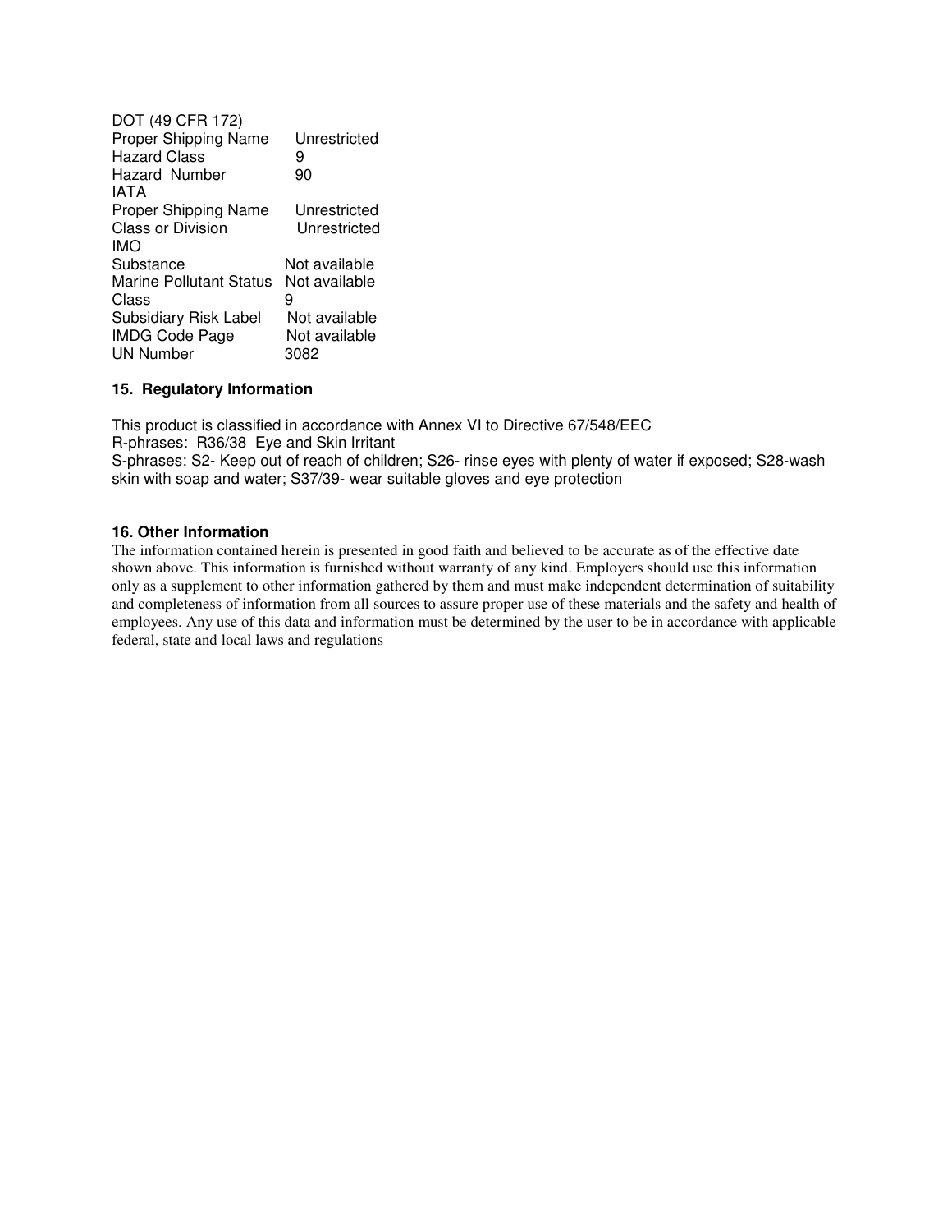DOT (49 CFR 172)

| | |
|---|---|
| Proper Shipping Name | Unrestricted |
| Hazard Class | 9 |
| Hazard Number | 90 |

IATA

| | |
|---|---|
| Proper Shipping Name | Unrestricted |
| Class or Division | Unrestricted |

IMO

| | |
|---|---|
| Substance | Not available |
| Marine Pollutant Status | Not available |
| Class | 9 |
| Subsidiary Risk Label | Not available |
| IMDG Code Page | Not available |
| UN Number | 3082 |

**15. Regulatory Information**

This product is classified in accordance with Annex VI to Directive 67/548/EEC
R-phrases: R36/38 Eye and Skin Irritant
S-phrases: S2- Keep out of reach of children; S26- rinse eyes with plenty of water if exposed; S28-wash skin with soap and water; S37/39- wear suitable gloves and eye protection

**16. Other Information**

The information contained herein is presented in good faith and believed to be accurate as of the effective date shown above. This information is furnished without warranty of any kind. Employers should use this information only as a supplement to other information gathered by them and must make independent determination of suitability and completeness of information from all sources to assure proper use of these materials and the safety and health of employees. Any use of this data and information must be determined by the user to be in accordance with applicable federal, state and local laws and regulations